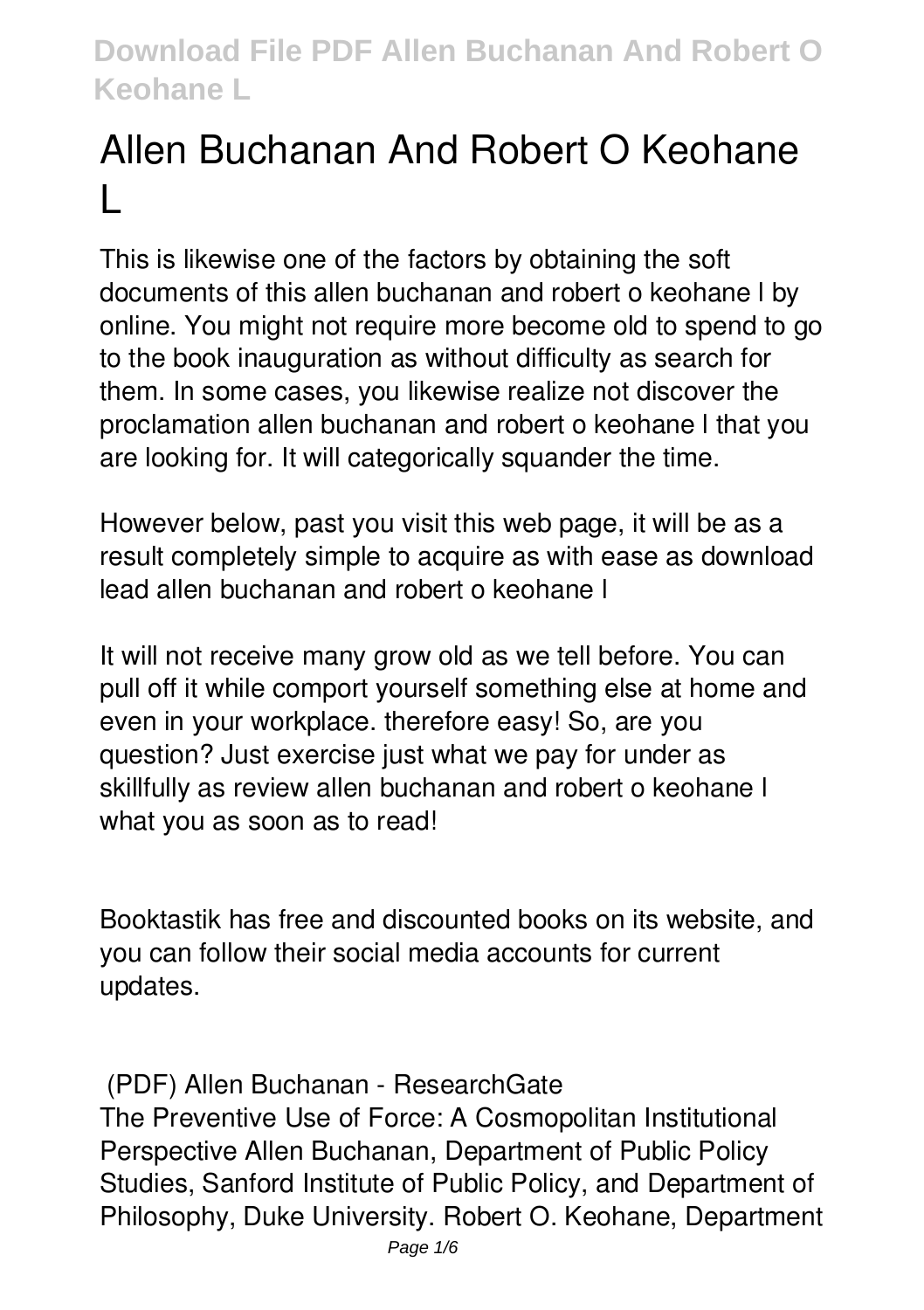# Allen Buchanan And Robert O Keohane L

This is likewise one of the factors by obtaining the soft documents of this allen buchanan and robert o keohane l by online. You might not require more become old to spend to go to the book inauguration as without difficulty as search for them. In some cases, you likewise realize not discover the proclamation allen buchanan and robert o keohane l that you are looking for. It will categorically squander the time.

However below, past you visit this web page, it will be as a result completely simple to acquire as with ease as download lead allen buchanan and robert o keohane l

It will not receive many grow old as we tell before. You can pull off it while comport yourself something else at home and even in your workplace. therefore easy! So, are you question? Just exercise just what we pay for under as skillfully as review allen buchanan and robert o keohane l what you as soon as to read!

Booktastik has free and discounted books on its website, and you can follow their social media accounts for current updates.

## (PDF) Allen Buchanan - ResearchGate

The Preventive Use of Force: A Cosmopolitan Institutional Perspective Allen Buchanan, Department of Public Policy Studies, Sanford Institute of Public Policy, and Department of Philosophy, Duke University. Robert O. Keohane, Department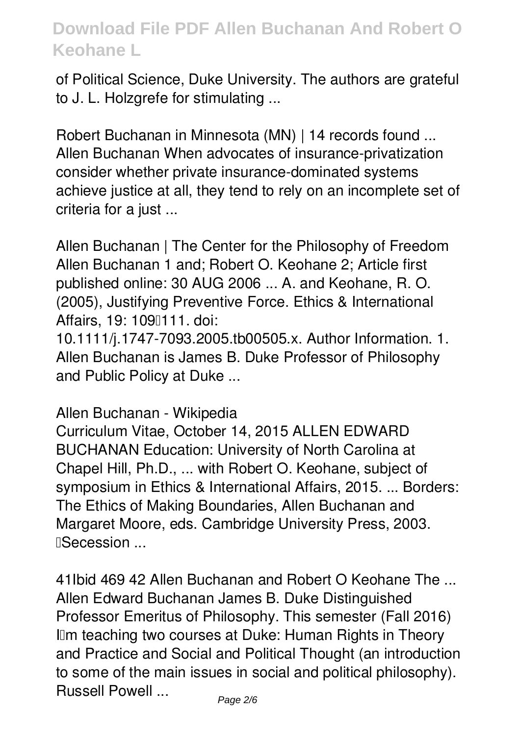of Political Science, Duke University. The authors are grateful to J. L. Holzgrefe for stimulating ...

**Robert Buchanan in Minnesota (MN) | 14 records found ...**
Allen Buchanan When advocates of insurance-privatization consider whether private insurance-dominated systems achieve justice at all, they tend to rely on an incomplete set of criteria for a just ...

**Allen Buchanan | The Center for the Philosophy of Freedom**
Allen Buchanan 1 and; Robert O. Keohane 2; Article first published online: 30 AUG 2006 ... A. and Keohane, R. O. (2005), Justifying Preventive Force. Ethics & International Affairs, 19: 109–111. doi: 10.1111/j.1747-7093.2005.tb00505.x. Author Information. 1. Allen Buchanan is James B. Duke Professor of Philosophy and Public Policy at Duke ...

**Allen Buchanan - Wikipedia**
Curriculum Vitae, October 14, 2015 ALLEN EDWARD BUCHANAN Education: University of North Carolina at Chapel Hill, Ph.D., ... with Robert O. Keohane, subject of symposium in Ethics & International Affairs, 2015. ... Borders: The Ethics of Making Boundaries, Allen Buchanan and Margaret Moore, eds. Cambridge University Press, 2003. "Secession ...

**41Ibid 469 42 Allen Buchanan and Robert O Keohane The ...**
Allen Edward Buchanan James B. Duke Distinguished Professor Emeritus of Philosophy. This semester (Fall 2016) I'm teaching two courses at Duke: Human Rights in Theory and Practice and Social and Political Thought (an introduction to some of the main issues in social and political philosophy). Russell Powell ...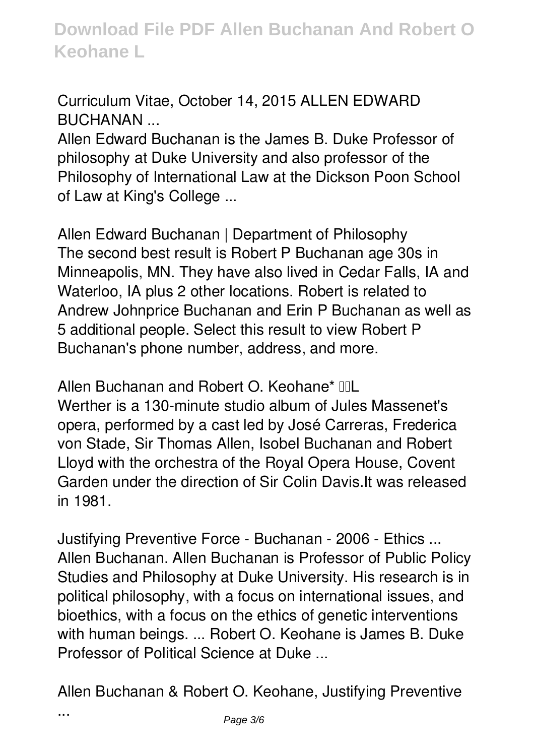**Curriculum Vitae, October 14, 2015 ALLEN EDWARD BUCHANAN ...**

Allen Edward Buchanan is the James B. Duke Professor of philosophy at Duke University and also professor of the Philosophy of International Law at the Dickson Poon School of Law at King's College ...

**Allen Edward Buchanan | Department of Philosophy**

The second best result is Robert P Buchanan age 30s in Minneapolis, MN. They have also lived in Cedar Falls, IA and Waterloo, IA plus 2 other locations. Robert is related to Andrew Johnprice Buchanan and Erin P Buchanan as well as 5 additional people. Select this result to view Robert P Buchanan's phone number, address, and more.

**Allen Buchanan and Robert O. Keohane\* L**

Werther is a 130-minute studio album of Jules Massenet's opera, performed by a cast led by José Carreras, Frederica von Stade, Sir Thomas Allen, Isobel Buchanan and Robert Lloyd with the orchestra of the Royal Opera House, Covent Garden under the direction of Sir Colin Davis.It was released in 1981.

**Justifying Preventive Force - Buchanan - 2006 - Ethics ...**

Allen Buchanan. Allen Buchanan is Professor of Public Policy Studies and Philosophy at Duke University. His research is in political philosophy, with a focus on international issues, and bioethics, with a focus on the ethics of genetic interventions with human beings. ... Robert O. Keohane is James B. Duke Professor of Political Science at Duke ...

**Allen Buchanan & Robert O. Keohane, Justifying Preventive ...**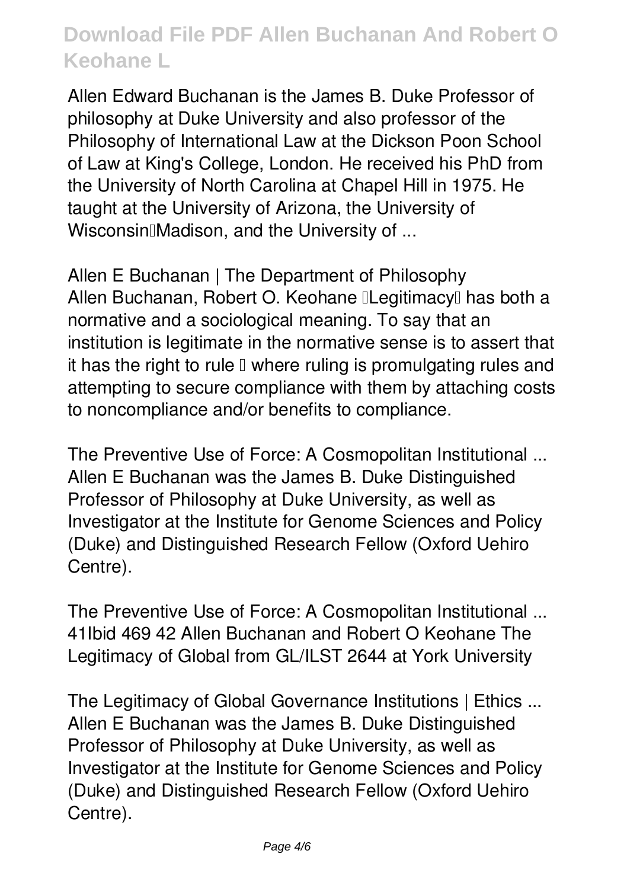Allen Edward Buchanan is the James B. Duke Professor of philosophy at Duke University and also professor of the Philosophy of International Law at the Dickson Poon School of Law at King's College, London. He received his PhD from the University of North Carolina at Chapel Hill in 1975. He taught at the University of Arizona, the University of Wisconsin–Madison, and the University of ...

**Allen E Buchanan | The Department of Philosophy**
Allen Buchanan, Robert O. Keohane "Legitimacy" has both a normative and a sociological meaning. To say that an institution is legitimate in the normative sense is to assert that it has the right to rule – where ruling is promulgating rules and attempting to secure compliance with them by attaching costs to noncompliance and/or benefits to compliance.

**The Preventive Use of Force: A Cosmopolitan Institutional ...**
Allen E Buchanan was the James B. Duke Distinguished Professor of Philosophy at Duke University, as well as Investigator at the Institute for Genome Sciences and Policy (Duke) and Distinguished Research Fellow (Oxford Uehiro Centre).

**The Preventive Use of Force: A Cosmopolitan Institutional ...**
41Ibid 469 42 Allen Buchanan and Robert O Keohane The Legitimacy of Global from GL/ILST 2644 at York University

**The Legitimacy of Global Governance Institutions | Ethics ...**
Allen E Buchanan was the James B. Duke Distinguished Professor of Philosophy at Duke University, as well as Investigator at the Institute for Genome Sciences and Policy (Duke) and Distinguished Research Fellow (Oxford Uehiro Centre).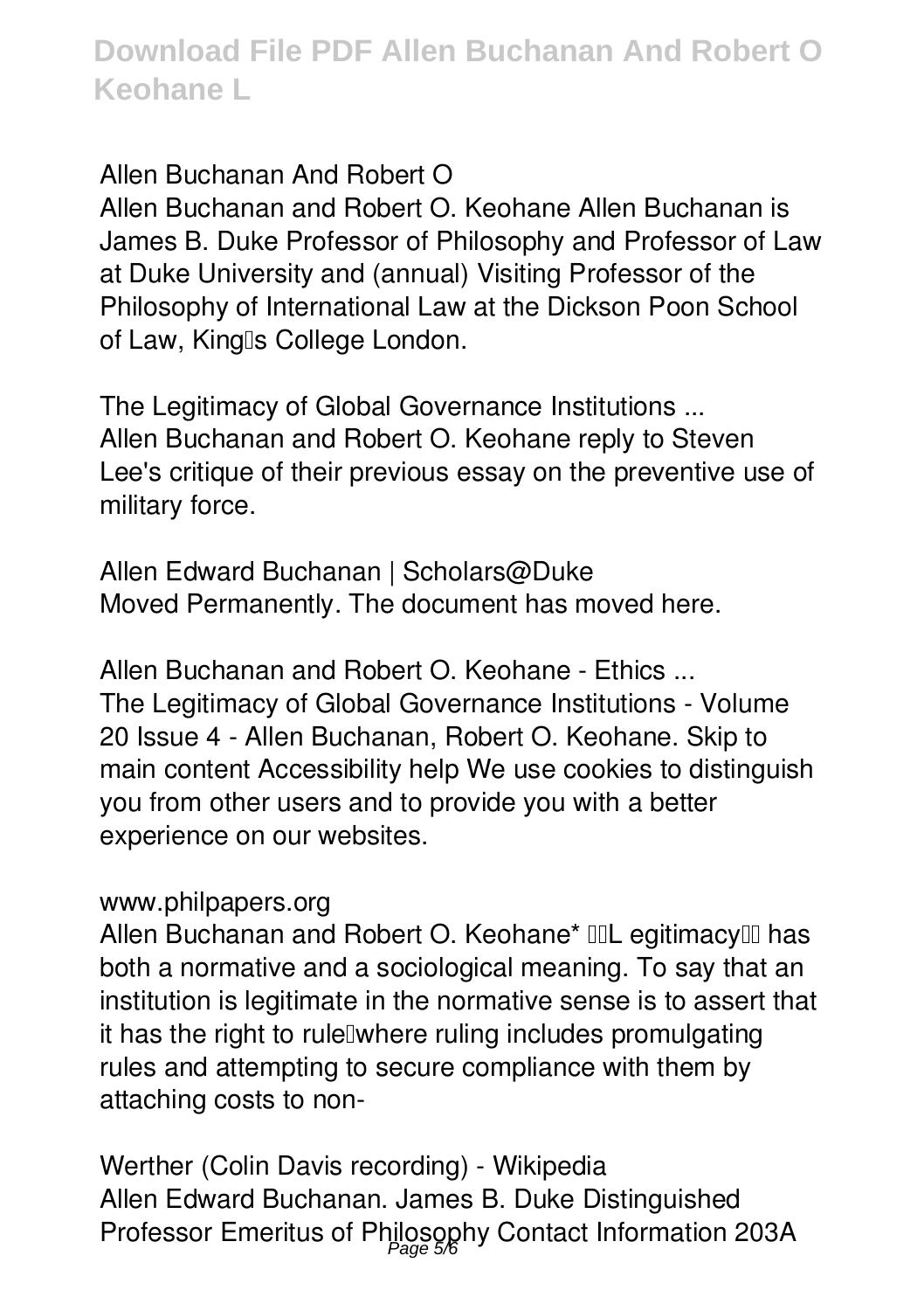**Allen Buchanan And Robert O**

Allen Buchanan and Robert O. Keohane Allen Buchanan is James B. Duke Professor of Philosophy and Professor of Law at Duke University and (annual) Visiting Professor of the Philosophy of International Law at the Dickson Poon School of Law, King's College London.

**The Legitimacy of Global Governance Institutions ...**

Allen Buchanan and Robert O. Keohane reply to Steven Lee's critique of their previous essay on the preventive use of military force.

**Allen Edward Buchanan | Scholars@Duke**

Moved Permanently. The document has moved here.

**Allen Buchanan and Robert O. Keohane - Ethics ...**

The Legitimacy of Global Governance Institutions - Volume 20 Issue 4 - Allen Buchanan, Robert O. Keohane. Skip to main content Accessibility help We use cookies to distinguish you from other users and to provide you with a better experience on our websites.

**www.philpapers.org**

Allen Buchanan and Robert O. Keohane* "Legitimacy" has both a normative and a sociological meaning. To say that an institution is legitimate in the normative sense is to assert that it has the right to rule—where ruling includes promulgating rules and attempting to secure compliance with them by attaching costs to non-

**Werther (Colin Davis recording) - Wikipedia**

Allen Edward Buchanan. James B. Duke Distinguished Professor Emeritus of Philosophy Contact Information 203A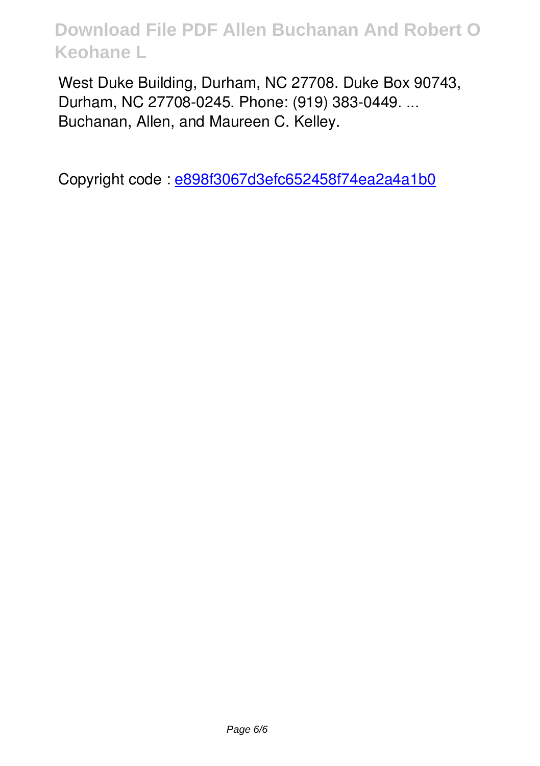West Duke Building, Durham, NC 27708. Duke Box 90743, Durham, NC 27708-0245. Phone: (919) 383-0449. ... Buchanan, Allen, and Maureen C. Kelley.

Copyright code : e898f3067d3efc652458f74ea2a4a1b0